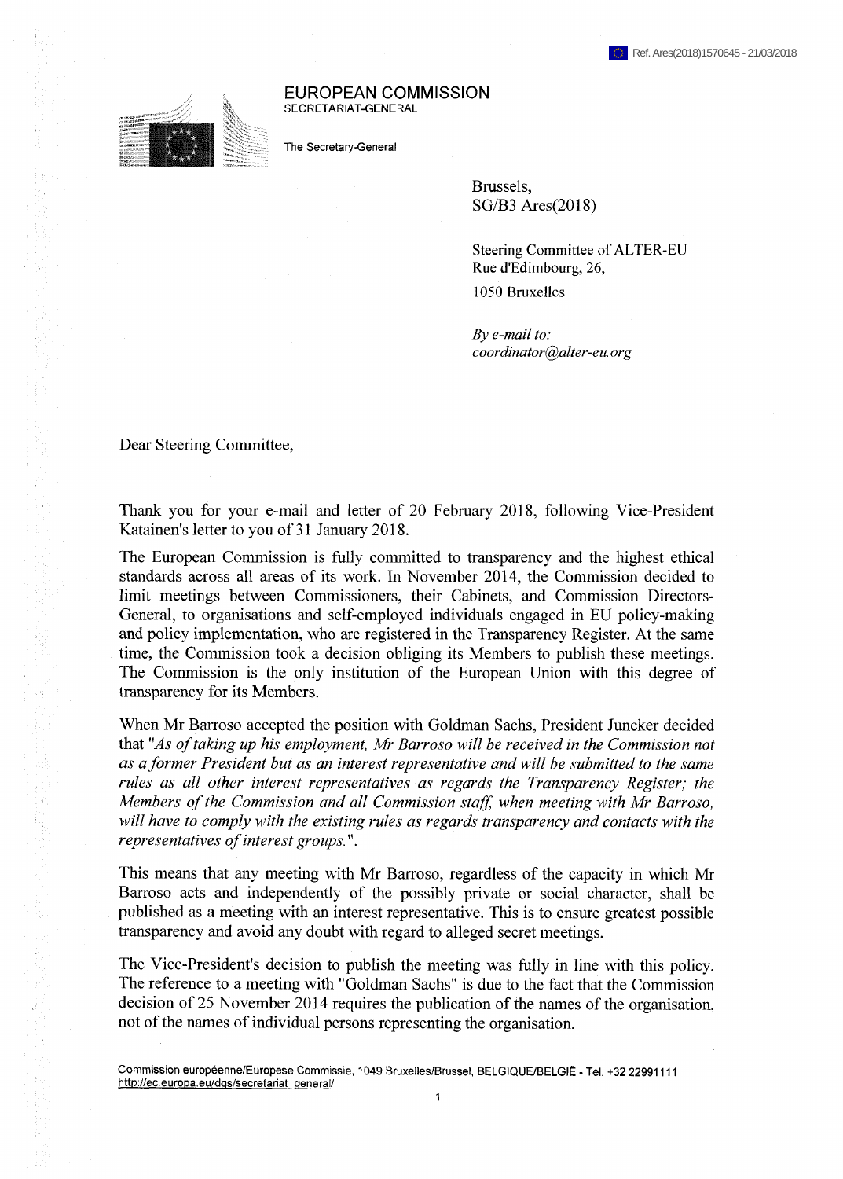Ref. Ares(2018)1570645 - 21/03/2018

**EUROPEAN COMMISSION**
SECRETARIAT-GENERAL

The Secretary-General

Brussels,
SG/B3 Ares(2018)

Steering Committee of ALTER-EU
Rue d'Edimbourg, 26,
1050 Bruxelles

*By e-mail to:*
*coordinator@alter-eu.org*

Dear Steering Committee,

Thank you for your e-mail and letter of 20 February 2018, following Vice-President Katainen's letter to you of 31 January 2018.

The European Commission is fully committed to transparency and the highest ethical standards across all areas of its work. In November 2014, the Commission decided to limit meetings between Commissioners, their Cabinets, and Commission Directors-General, to organisations and self-employed individuals engaged in EU policy-making and policy implementation, who are registered in the Transparency Register. At the same time, the Commission took a decision obliging its Members to publish these meetings. The Commission is the only institution of the European Union with this degree of transparency for its Members.

When Mr Barroso accepted the position with Goldman Sachs, President Juncker decided that "*As of taking up his employment, Mr Barroso will be received in the Commission not as a former President but as an interest representative and will be submitted to the same rules as all other interest representatives as regards the Transparency Register; the Members of the Commission and all Commission staff, when meeting with Mr Barroso, will have to comply with the existing rules as regards transparency and contacts with the representatives of interest groups.*".

This means that any meeting with Mr Barroso, regardless of the capacity in which Mr Barroso acts and independently of the possibly private or social character, shall be published as a meeting with an interest representative. This is to ensure greatest possible transparency and avoid any doubt with regard to alleged secret meetings.

The Vice-President's decision to publish the meeting was fully in line with this policy. The reference to a meeting with "Goldman Sachs" is due to the fact that the Commission decision of 25 November 2014 requires the publication of the names of the organisation, not of the names of individual persons representing the organisation.

Commission européenne/Europese Commissie, 1049 Bruxelles/Brussel, BELGIQUE/BELGIË - Tel. +32 22991111
http://ec.europa.eu/dgs/secretariat_general/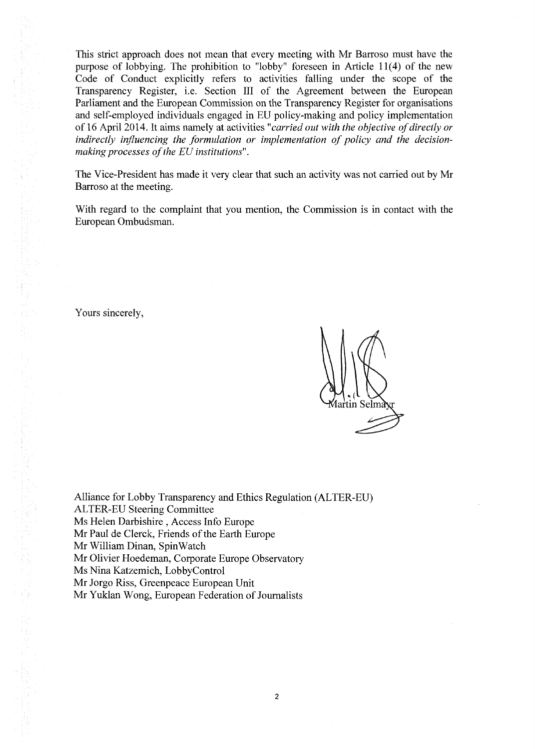This strict approach does not mean that every meeting with Mr Barroso must have the purpose of lobbying. The prohibition to "lobby" foreseen in Article 11(4) of the new Code of Conduct explicitly refers to activities falling under the scope of the Transparency Register, i.e. Section III of the Agreement between the European Parliament and the European Commission on the Transparency Register for organisations and self-employed individuals engaged in EU policy-making and policy implementation of 16 April 2014. It aims namely at activities "*carried out with the objective of directly or indirectly influencing the formulation or implementation of policy and the decision-making processes of the EU institutions*".

The Vice-President has made it very clear that such an activity was not carried out by Mr Barroso at the meeting.

With regard to the complaint that you mention, the Commission is in contact with the European Ombudsman.

Yours sincerely,

Martin Selmayr

Alliance for Lobby Transparency and Ethics Regulation (ALTER-EU)
ALTER-EU Steering Committee
Ms Helen Darbishire , Access Info Europe
Mr Paul de Clerck, Friends of the Earth Europe
Mr William Dinan, SpinWatch
Mr Olivier Hoedeman, Corporate Europe Observatory
Ms Nina Katzemich, LobbyControl
Mr Jorgo Riss, Greenpeace European Unit
Mr Yuklan Wong, European Federation of Journalists